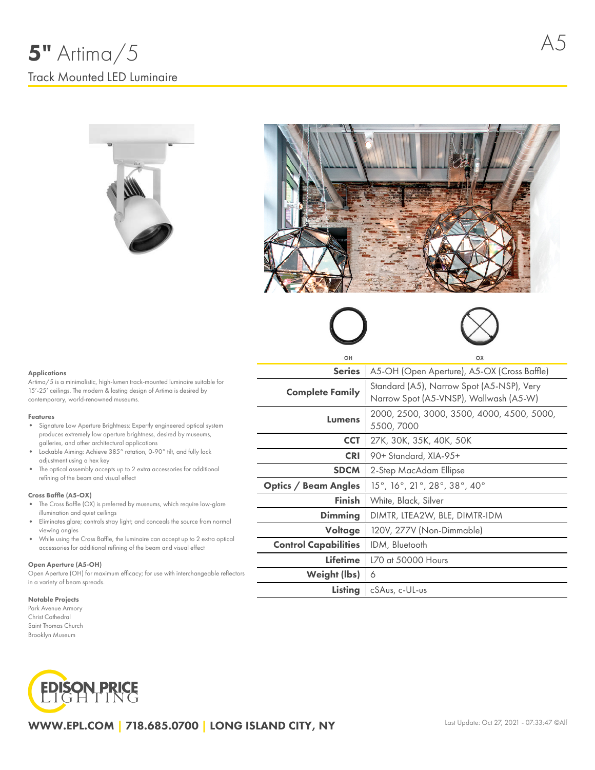# 5" Artima/5

A5

Track Mounted LED Luminaire

OH

OX

| | |
|---|---|
| **Series** | A5-OH (Open Aperture), A5-OX (Cross Baffle) |
| **Complete Family** | Standard (A5), Narrow Spot (A5-NSP), Very Narrow Spot (A5-VNSP), Wallwash (A5-W) |
| **Lumens** | 2000, 2500, 3000, 3500, 4000, 4500, 5000, 5500, 7000 |
| **CCT** | 27K, 30K, 35K, 40K, 50K |
| **CRI** | 90+ Standard, XIA-95+ |
| **SDCM** | 2-Step MacAdam Ellipse |
| **Optics / Beam Angles** | 15°, 16°, 21°, 28°, 38°, 40° |
| **Finish** | White, Black, Silver |
| **Dimming** | DIMTR, LTEA2W, BLE, DIMTR-IDM |
| **Voltage** | 120V, 277V (Non-Dimmable) |
| **Control Capabilities** | IDM, Bluetooth |
| **Lifetime** | L70 at 50000 Hours |
| **Weight (lbs)** | 6 |
| **Listing** | cSAus, c-UL-us |

### Applications

Artima/5 is a minimalistic, high-lumen track-mounted luminaire suitable for 15'-25' ceilings. The modern & lasting design of Artima is desired by contemporary, world-renowned museums.

### Features

- Signature Low Aperture Brightness: Expertly engineered optical system produces extremely low aperture brightness, desired by museums, galleries, and other architectural applications
- Lockable Aiming: Achieve 385° rotation, 0-90° tilt, and fully lock adjustment using a hex key
- The optical assembly accepts up to 2 extra accessories for additional refining of the beam and visual effect

### Cross Baffle (A5-OX)

- The Cross Baffle (OX) is preferred by museums, which require low-glare illumination and quiet ceilings
- Eliminates glare; controls stray light; and conceals the source from normal viewing angles
- While using the Cross Baffle, the luminaire can accept up to 2 extra optical accessories for additional refining of the beam and visual effect

### Open Aperture (A5-OH)

Open Aperture (OH) for maximum efficacy; for use with interchangeable reflectors in a variety of beam spreads.

### Notable Projects

Park Avenue Armory
Christ Cathedral
Saint Thomas Church
Brooklyn Museum

EDISON PRICE LIGHTING

WWW.EPL.COM | 718.685.0700 | LONG ISLAND CITY, NY

Last Update: Oct 27, 2021 - 07:33:47 ©Alf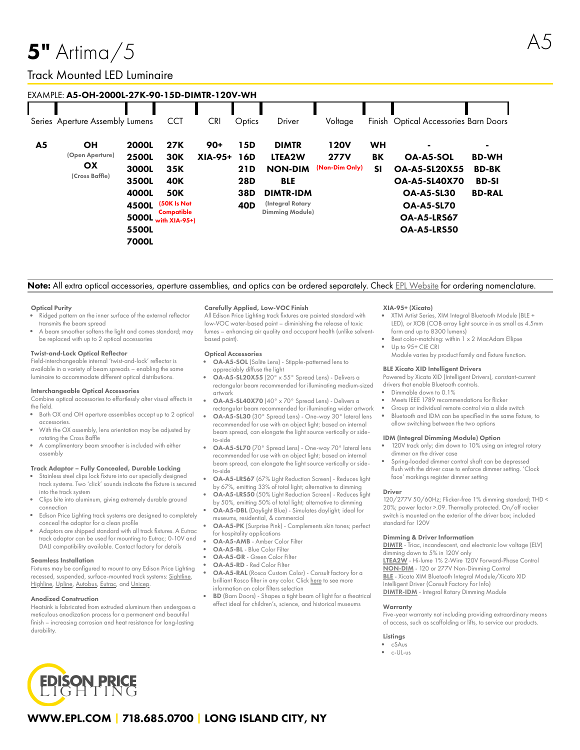# 5" Artima/5

A5

## Track Mounted LED Luminaire

EXAMPLE: **A5-OH-2000L-27K-90-15D-DIMTR-120V-WH**

| Series | Aperture Assembly | Lumens | CCT | CRI | Optics | Driver | Voltage | Finish | Optical Accessories | Barn Doors |
|---|---|---|---|---|---|---|---|---|---|---|
| **A5** | **OH** (Open Aperture) | **2000L** | **27K** | **90+** | **15D** | **DIMTR** | **120V** | **WH** | **-** | **-** |
| | **OX** (Cross Baffle) | **2500L** | **30K** | **XIA-95+** | **16D** | **LTEA2W** | **277V** (Non-Dim Only) | **BK** | **OA-A5-SOL** | **BD-WH** |
| | | **3000L** | **35K** | | **21D** | **NON-DIM** | | **SI** | **OA-A5-SL20X55** | **BD-BK** |
| | | **3500L** | **40K** | | **28D** | **BLE** | | | **OA-A5-SL40X70** | **BD-SI** |
| | | **4000L** | **50K** | | **38D** | **DIMTR-IDM** (Integral Rotary Dimming Module) | | | **OA-A5-SL30** | **BD-RAL** |
| | | **4500L** | (50K Is Not Compatible with XIA-95+) | | **40D** | | | | **OA-A5-SL70** | |
| | | **5000L** | | | | | | | **OA-A5-LRS67** | |
| | | **5500L** | | | | | | | **OA-A5-LRS50** | |
| | | **7000L** | | | | | | | | |

**Note:** All extra optical accessories, aperture assemblies, and optics can be ordered separately. Check EPL Website for ordering nomenclature.

### Optical Purity

- Ridged pattern on the inner surface of the external reflector transmits the beam spread
- A beam smoother softens the light and comes standard; may be replaced with up to 2 optical accessories

### Twist-and-Lock Optical Reflector

Field-interchangeable internal 'twist-and-lock' reflector is available in a variety of beam spreads – enabling the same luminaire to accommodate different optical distributions.

### Interchangeable Optical Accessories

Combine optical accessories to effortlessly alter visual effects in the field.

- Both OX and OH aperture assemblies accept up to 2 optical accessories.
- With the OX assembly, lens orientation may be adjusted by rotating the Cross Baffle
- A complimentary beam smoother is included with either assembly

### Track Adaptor – Fully Concealed, Durable Locking

- Stainless steel clips lock fixture into our specially designed track systems. Two 'click' sounds indicate the fixture is secured into the track system
- Clips bite into aluminum, giving extremely durable ground connection
- Edison Price Lighting track systems are designed to completely conceal the adaptor for a clean profile
- Adaptors are shipped standard with all track fixtures. A Eutrac track adaptor can be used for mounting to Eutrac; 0-10V and DALI compatibility available. Contact factory for details

### Seamless Installation

Fixtures may be configured to mount to any Edison Price Lighting recessed, suspended, surface-mounted track systems: Sightline, Highline, Upline, Autobus, Eutrac, and Unicep.

### Anodized Construction

Heatsink is fabricated from extruded aluminum then undergoes a meticulous anodization process for a permanent and beautiful finish – increasing corrosion and heat resistance for long-lasting durability.

### Carefully Applied, Low-VOC Finish

All Edison Price Lighting track fixtures are painted standard with low-VOC water-based paint – diminishing the release of toxic fumes – enhancing air quality and occupant health (unlike solvent-based paint).

### Optical Accessories

- **OA-A5-SOL** (Solite Lens) - Stipple-patterned lens to appreciably diffuse the light
- **OA-A5-SL20X55** (20° x 55° Spread Lens) - Delivers a rectangular beam recommended for illuminating medium-sized artwork
- **OA-A5-SL40X70** (40° x 70° Spread Lens) - Delivers a rectangular beam recommended for illuminating wider artwork
- **OA-A5-SL30** (30° Spread Lens) - One-way 30° lateral lens recommended for use with an object light; based on internal beam spread, can elongate the light source vertically or side-to-side
- **OA-A5-SL70** (70° Spread Lens) - One-way 70° lateral lens recommended for use with an object light; based on internal beam spread, can elongate the light source vertically or side-to-side
- **OA-A5-LRS67** (67% Light Reduction Screen) - Reduces light by 67%, emitting 33% of total light; alternative to dimming
- **OA-A5-LRS50** (50% Light Reduction Screen) - Reduces light by 50%, emitting 50% of total light; alternative to dimming
- **OA-A5-DBL** (Daylight Blue) - Simulates daylight; ideal for museums, residential, & commercial
- **OA-A5-PK** (Surprise Pink) - Complements skin tones; perfect for hospitality applications
- **OA-A5-AMB** - Amber Color Filter
- **OA-A5-BL** - Blue Color Filter
- **OA-A5-GR** - Green Color Filter
- **OA-A5-RD** - Red Color Filter
- **OA-A5-RAL** (Rosco Custom Color) - Consult factory for a brilliant Rosco filter in any color. Click here to see more information on color filters selection
- **BD** (Barn Doors) - Shapes a tight beam of light for a theatrical effect ideal for children's, science, and historical museums

### XIA-95+ (Xicato)

- XTM Artist Series, XIM Integral Bluetooth Module (BLE + LED), or XOB (COB array light source in as small as 4.5mm form and up to 8300 lumens)
- Best color-matching: within 1 x 2 MacAdam Ellipse
- Up to 95+ CIE CRI

Module varies by product family and fixture function.

### BLE Xicato XID Intelligent Drivers

Powered by Xicato XID (Intelligent Drivers), constant-current drivers that enable Bluetooth controls.

- Dimmable down to 0.1%
- Meets IEEE 1789 recommendations for flicker
- Group or individual remote control via a slide switch
- Bluetooth and IDM can be specified in the same fixture, to allow switching between the two options

### IDM (Integral Dimming Module) Option

- 120V track only; dim down to 10% using an integral rotary dimmer on the driver case
- Spring-loaded dimmer control shaft can be depressed flush with the driver case to enforce dimmer setting. 'Clock face' markings register dimmer setting

### Driver

120/277V 50/60Hz; Flicker-free 1% dimming standard; THD < 20%; power factor >.09. Thermally protected. On/off rocker switch is mounted on the exterior of the driver box; included standard for 120V

### Dimming & Driver Information

**DIMTR** - Triac, incandescent, and electronic low voltage (ELV) dimming down to 5% in 120V only
**LTEA2W** - Hi-lume 1% 2-Wire 120V Forward-Phase Control
**NON-DIM** - 120 or 277V Non-Dimming Control
**BLE** - Xicato XIM Bluetooth Integral Module/Xicato XID Intelligent Driver (Consult Factory For Info)
**DIMTR-IDM** - Integral Rotary Dimming Module

### Warranty

Five-year warranty not including providing extraordinary means of access, such as scaffolding or lifts, to service our products.

### Listings

- cSAus
- c-UL-us

EDISON PRICE LIGHTING

**WWW.EPL.COM | 718.685.0700 | LONG ISLAND CITY, NY**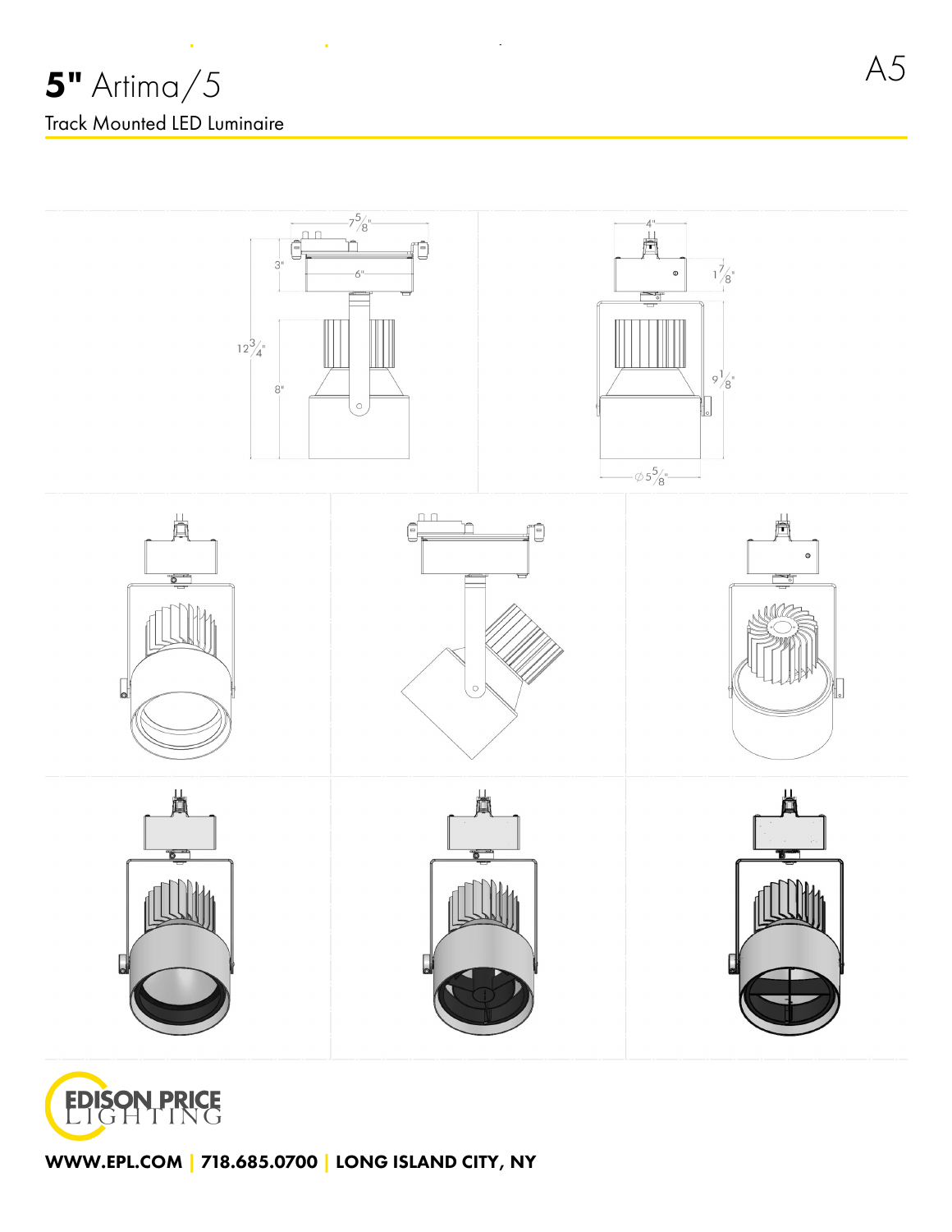# **5"** Artima/5

Track Mounted LED Luminaire

A5

7 5/8"

3"

6"

12 3/4"

8"

4"

1 7/8"

9 1/8"

∅5 5/8"

WWW.EPL.COM | 718.685.0700 | LONG ISLAND CITY, NY